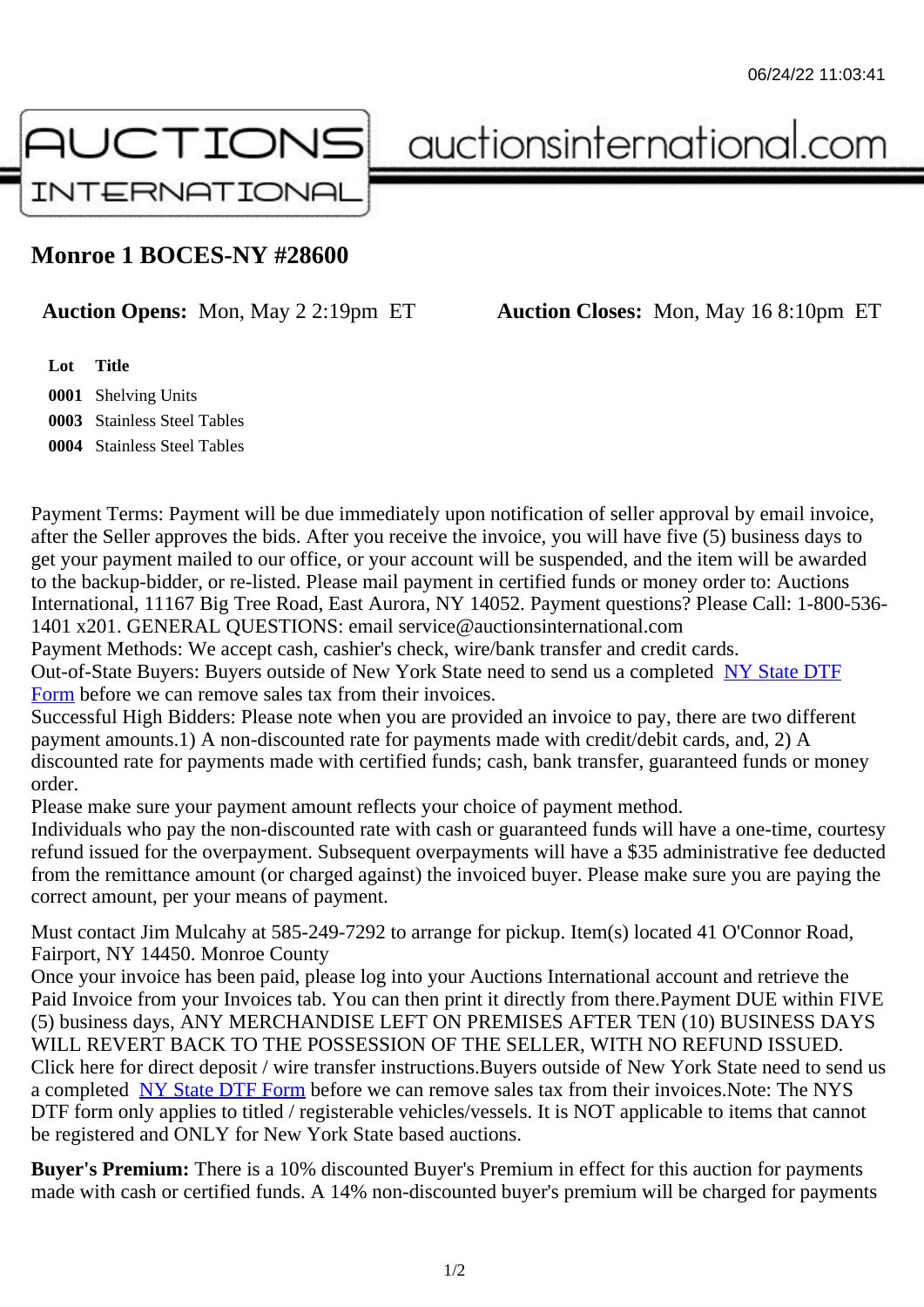# Monroe 1 BOCES-NY #28600

**Auction Opens:** Mon, May 2 2:19pm ET **Auction Closes:** Mon, May 16 8:10pm ET

| Lot | Title |
| --- | --- |
| 0001 | Shelving Units |
| 0003 | Stainless Steel Tables |
| 0004 | Stainless Steel Tables |

Payment Terms: Payment will be due immediately upon notification of seller approval by email invoice, after the Seller approves the bids. After you receive the invoice, you will have five (5) business days to get your payment mailed to our office, or your account will be suspended, and the item will be awarded to the backup-bidder, or re-listed. Please mail payment in certified funds or money order to: Auctions International, 11167 Big Tree Road, East Aurora, NY 14052. Payment questions? Please Call: 1-800-536-1401 x201. GENERAL QUESTIONS: email service@auctionsinternational.com
Payment Methods: We accept cash, cashier's check, wire/bank transfer and credit cards.
Out-of-State Buyers: Buyers outside of New York State need to send us a completed NY State DTF Form before we can remove sales tax from their invoices.
Successful High Bidders: Please note when you are provided an invoice to pay, there are two different payment amounts.1) A non-discounted rate for payments made with credit/debit cards, and, 2) A discounted rate for payments made with certified funds; cash, bank transfer, guaranteed funds or money order.
Please make sure your payment amount reflects your choice of payment method.
Individuals who pay the non-discounted rate with cash or guaranteed funds will have a one-time, courtesy refund issued for the overpayment. Subsequent overpayments will have a $35 administrative fee deducted from the remittance amount (or charged against) the invoiced buyer. Please make sure you are paying the correct amount, per your means of payment.

Must contact Jim Mulcahy at 585-249-7292 to arrange for pickup. Item(s) located 41 O'Connor Road, Fairport, NY 14450. Monroe County
Once your invoice has been paid, please log into your Auctions International account and retrieve the Paid Invoice from your Invoices tab. You can then print it directly from there.Payment DUE within FIVE (5) business days, ANY MERCHANDISE LEFT ON PREMISES AFTER TEN (10) BUSINESS DAYS WILL REVERT BACK TO THE POSSESSION OF THE SELLER, WITH NO REFUND ISSUED.
Click here for direct deposit / wire transfer instructions.Buyers outside of New York State need to send us a completed NY State DTF Form before we can remove sales tax from their invoices.Note: The NYS DTF form only applies to titled / registerable vehicles/vessels. It is NOT applicable to items that cannot be registered and ONLY for New York State based auctions.

**Buyer's Premium:** There is a 10% discounted Buyer's Premium in effect for this auction for payments made with cash or certified funds. A 14% non-discounted buyer's premium will be charged for payments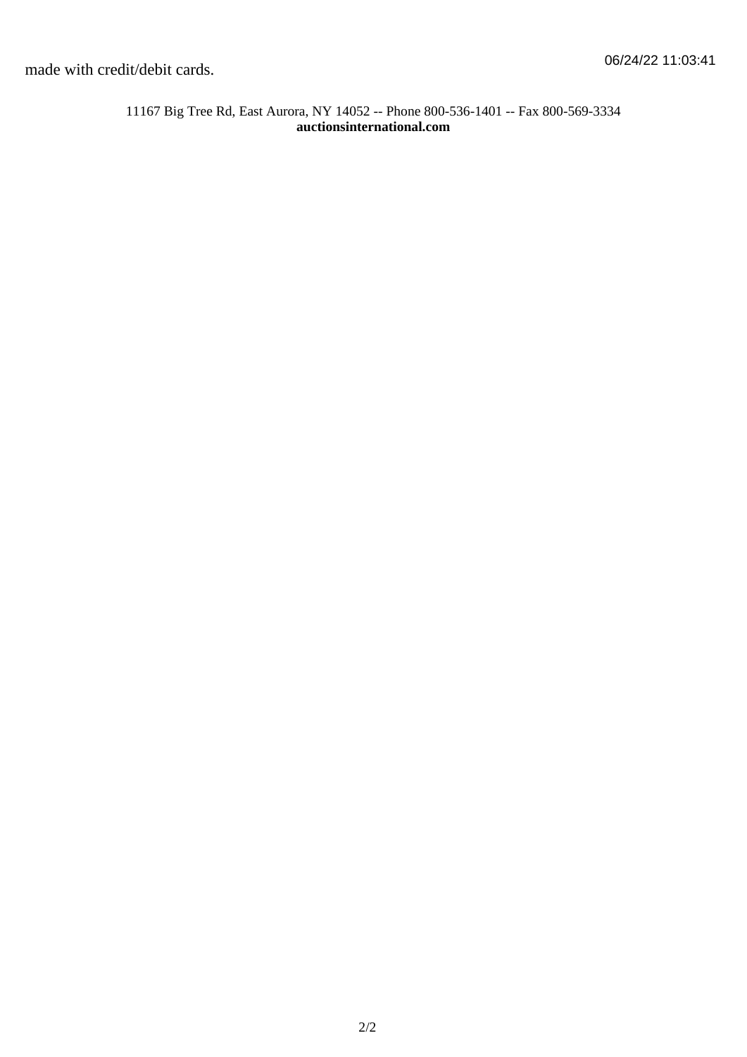made with credit/debit cards.

11167 Big Tree Rd, East Aurora, NY 14052 -- Phone 800-536-1401 -- Fax 800-569-3334
**auctionsinternational.com**